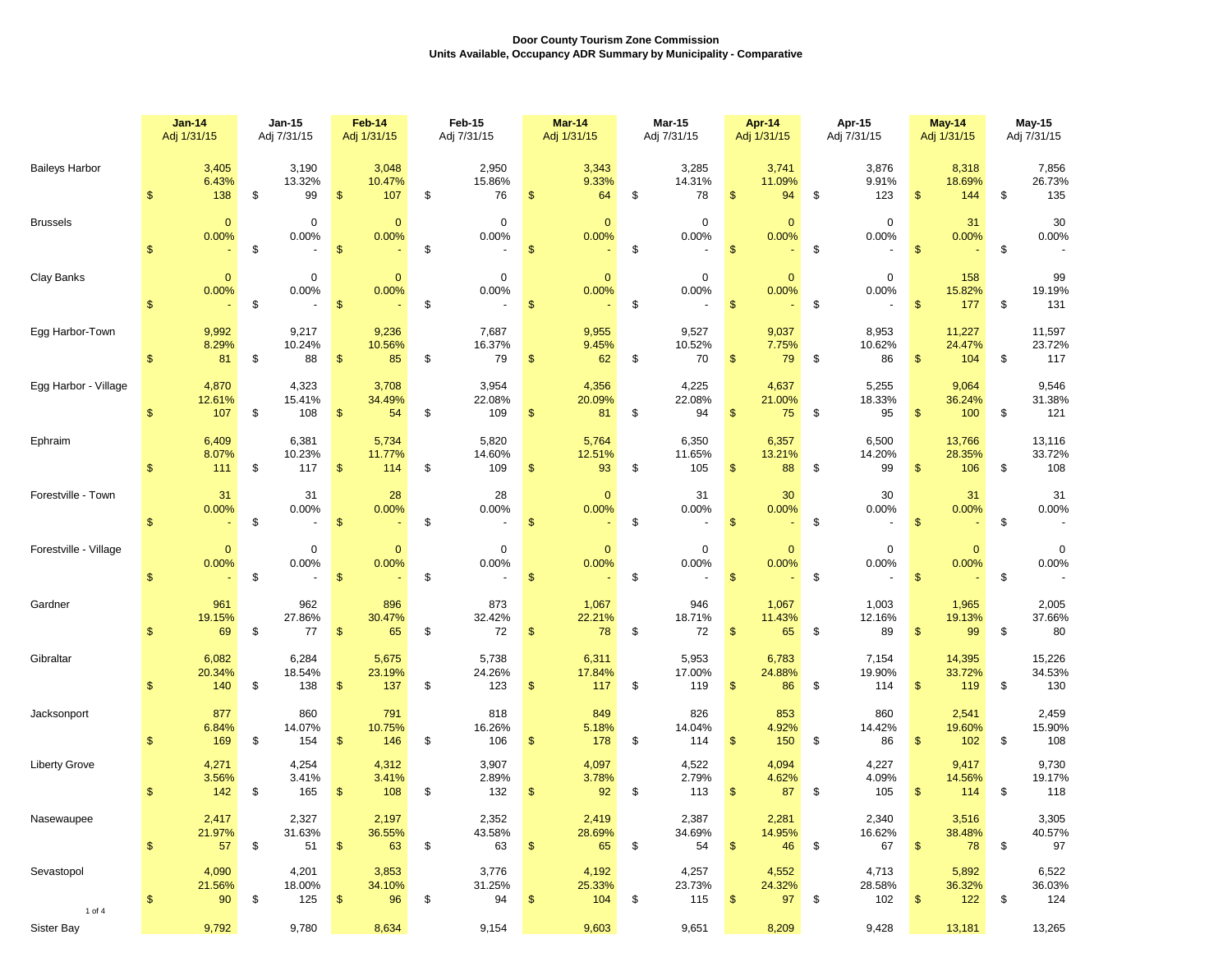**Door County Tourism Zone Commission**
**Units Available, Occupancy ADR Summary by Municipality - Comparative**

| | Jan-14 Adj 1/31/15 | Jan-15 Adj 7/31/15 | Feb-14 Adj 1/31/15 | Feb-15 Adj 7/31/15 | Mar-14 Adj 1/31/15 | Mar-15 Adj 7/31/15 | Apr-14 Adj 1/31/15 | Apr-15 Adj 7/31/15 | May-14 Adj 1/31/15 | May-15 Adj 7/31/15 |
|---|---|---|---|---|---|---|---|---|---|---|
| Baileys Harbor | 3,405 | 3,190 | 3,048 | 2,950 | 3,343 | 3,285 | 3,741 | 3,876 | 8,318 | 7,856 |
| | 6.43% | 13.32% | 10.47% | 15.86% | 9.33% | 14.31% | 11.09% | 9.91% | 18.69% | 26.73% |
| | $ 138 | $ 99 | $ 107 | $ 76 | $ 64 | $ 78 | $ 94 | $ 123 | $ 144 | $ 135 |
| Brussels | 0 | 0 | 0 | 0 | 0 | 0 | 0 | 0 | 31 | 30 |
| | 0.00% | 0.00% | 0.00% | 0.00% | 0.00% | 0.00% | 0.00% | 0.00% | 0.00% | 0.00% |
| | $ - | $ - | $ - | $ - | $ - | $ - | $ - | $ - | $ - | $ - |
| Clay Banks | 0 | 0 | 0 | 0 | 0 | 0 | 0 | 0 | 158 | 99 |
| | 0.00% | 0.00% | 0.00% | 0.00% | 0.00% | 0.00% | 0.00% | 0.00% | 15.82% | 19.19% |
| | $ - | $ - | $ - | $ - | $ - | $ - | $ - | $ - | $ 177 | $ 131 |
| Egg Harbor-Town | 9,992 | 9,217 | 9,236 | 7,687 | 9,955 | 9,527 | 9,037 | 8,953 | 11,227 | 11,597 |
| | 8.29% | 10.24% | 10.56% | 16.37% | 9.45% | 10.52% | 7.75% | 10.62% | 24.47% | 23.72% |
| | $ 81 | $ 88 | $ 85 | $ 79 | $ 62 | $ 70 | $ 79 | $ 86 | $ 104 | $ 117 |
| Egg Harbor - Village | 4,870 | 4,323 | 3,708 | 3,954 | 4,356 | 4,225 | 4,637 | 5,255 | 9,064 | 9,546 |
| | 12.61% | 15.41% | 34.49% | 22.08% | 20.09% | 22.08% | 21.00% | 18.33% | 36.24% | 31.38% |
| | $ 107 | $ 108 | $ 54 | $ 109 | $ 81 | $ 94 | $ 75 | $ 95 | $ 100 | $ 121 |
| Ephraim | 6,409 | 6,381 | 5,734 | 5,820 | 5,764 | 6,350 | 6,357 | 6,500 | 13,766 | 13,116 |
| | 8.07% | 10.23% | 11.77% | 14.60% | 12.51% | 11.65% | 13.21% | 14.20% | 28.35% | 33.72% |
| | $ 111 | $ 117 | $ 114 | $ 109 | $ 93 | $ 105 | $ 88 | $ 99 | $ 106 | $ 108 |
| Forestville - Town | 31 | 31 | 28 | 28 | 0 | 31 | 30 | 30 | 31 | 31 |
| | 0.00% | 0.00% | 0.00% | 0.00% | 0.00% | 0.00% | 0.00% | 0.00% | 0.00% | 0.00% |
| | $ - | $ - | $ - | $ - | $ - | $ - | $ - | $ - | $ - | $ - |
| Forestville - Village | 0 | 0 | 0 | 0 | 0 | 0 | 0 | 0 | 0 | 0 |
| | 0.00% | 0.00% | 0.00% | 0.00% | 0.00% | 0.00% | 0.00% | 0.00% | 0.00% | 0.00% |
| | $ - | $ - | $ - | $ - | $ - | $ - | $ - | $ - | $ - | $ - |
| Gardner | 961 | 962 | 896 | 873 | 1,067 | 946 | 1,067 | 1,003 | 1,965 | 2,005 |
| | 19.15% | 27.86% | 30.47% | 32.42% | 22.21% | 18.71% | 11.43% | 12.16% | 19.13% | 37.66% |
| | $ 69 | $ 77 | $ 65 | $ 72 | $ 78 | $ 72 | $ 65 | $ 89 | $ 99 | $ 80 |
| Gibraltar | 6,082 | 6,284 | 5,675 | 5,738 | 6,311 | 5,953 | 6,783 | 7,154 | 14,395 | 15,226 |
| | 20.34% | 18.54% | 23.19% | 24.26% | 17.84% | 17.00% | 24.88% | 19.90% | 33.72% | 34.53% |
| | $ 140 | $ 138 | $ 137 | $ 123 | $ 117 | $ 119 | $ 86 | $ 114 | $ 119 | $ 130 |
| Jacksonport | 877 | 860 | 791 | 818 | 849 | 826 | 853 | 860 | 2,541 | 2,459 |
| | 6.84% | 14.07% | 10.75% | 16.26% | 5.18% | 14.04% | 4.92% | 14.42% | 19.60% | 15.90% |
| | $ 169 | $ 154 | $ 146 | $ 106 | $ 178 | $ 114 | $ 150 | $ 86 | $ 102 | $ 108 |
| Liberty Grove | 4,271 | 4,254 | 4,312 | 3,907 | 4,097 | 4,522 | 4,094 | 4,227 | 9,417 | 9,730 |
| | 3.56% | 3.41% | 3.41% | 2.89% | 3.78% | 2.79% | 4.62% | 4.09% | 14.56% | 19.17% |
| | $ 142 | $ 165 | $ 108 | $ 132 | $ 92 | $ 113 | $ 87 | $ 105 | $ 114 | $ 118 |
| Nasewaupee | 2,417 | 2,327 | 2,197 | 2,352 | 2,419 | 2,387 | 2,281 | 2,340 | 3,516 | 3,305 |
| | 21.97% | 31.63% | 36.55% | 43.58% | 28.69% | 34.69% | 14.95% | 16.62% | 38.48% | 40.57% |
| | $ 57 | $ 51 | $ 63 | $ 63 | $ 65 | $ 54 | $ 46 | $ 67 | $ 78 | $ 97 |
| Sevastopol | 4,090 | 4,201 | 3,853 | 3,776 | 4,192 | 4,257 | 4,552 | 4,713 | 5,892 | 6,522 |
| | 21.56% | 18.00% | 34.10% | 31.25% | 25.33% | 23.73% | 24.32% | 28.58% | 36.32% | 36.03% |
| | $ 90 | $ 125 | $ 96 | $ 94 | $ 104 | $ 115 | $ 97 | $ 102 | $ 122 | $ 124 |
| Sister Bay | 9,792 | 9,780 | 8,634 | 9,154 | 9,603 | 9,651 | 8,209 | 9,428 | 13,181 | 13,265 |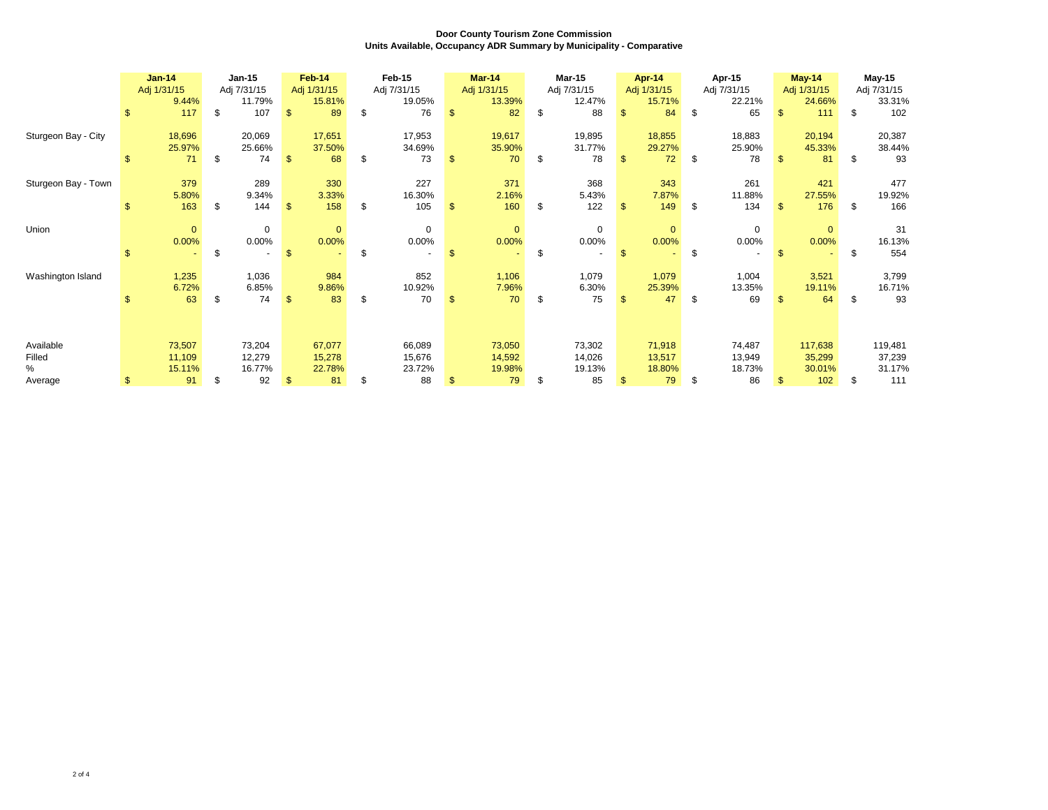**Door County Tourism Zone Commission**
**Units Available, Occupancy ADR Summary by Municipality - Comparative**

| | Jan-14 | Jan-15 | Feb-14 | Feb-15 | Mar-14 | Mar-15 | Apr-14 | Apr-15 | May-14 | May-15 |
|---|---|---|---|---|---|---|---|---|---|---|
| | Adj 1/31/15 | Adj 7/31/15 | Adj 1/31/15 | Adj 7/31/15 | Adj 1/31/15 | Adj 7/31/15 | Adj 1/31/15 | Adj 7/31/15 | Adj 1/31/15 | Adj 7/31/15 |
| | 9.44% | 11.79% | 15.81% | 19.05% | 13.39% | 12.47% | 15.71% | 22.21% | 24.66% | 33.31% |
| | $ 117 | $ 107 | $ 89 | $ 76 | $ 82 | $ 88 | $ 84 | $ 65 | $ 111 | $ 102 |
| Sturgeon Bay - City | 18,696 | 20,069 | 17,651 | 17,953 | 19,617 | 19,895 | 18,855 | 18,883 | 20,194 | 20,387 |
| | 25.97% | 25.66% | 37.50% | 34.69% | 35.90% | 31.77% | 29.27% | 25.90% | 45.33% | 38.44% |
| | $ 71 | $ 74 | $ 68 | $ 73 | $ 70 | $ 78 | $ 72 | $ 78 | $ 81 | $ 93 |
| Sturgeon Bay - Town | 379 | 289 | 330 | 227 | 371 | 368 | 343 | 261 | 421 | 477 |
| | 5.80% | 9.34% | 3.33% | 16.30% | 2.16% | 5.43% | 7.87% | 11.88% | 27.55% | 19.92% |
| | $ 163 | $ 144 | $ 158 | $ 105 | $ 160 | $ 122 | $ 149 | $ 134 | $ 176 | $ 166 |
| Union | 0 | 0 | 0 | 0 | 0 | 0 | 0 | 0 | 0 | 31 |
| | 0.00% | 0.00% | 0.00% | 0.00% | 0.00% | 0.00% | 0.00% | 0.00% | 0.00% | 16.13% |
| | $ - | $ - | $ - | $ - | $ - | $ - | $ - | $ - | $ - | $ 554 |
| Washington Island | 1,235 | 1,036 | 984 | 852 | 1,106 | 1,079 | 1,079 | 1,004 | 3,521 | 3,799 |
| | 6.72% | 6.85% | 9.86% | 10.92% | 7.96% | 6.30% | 25.39% | 13.35% | 19.11% | 16.71% |
| | $ 63 | $ 74 | $ 83 | $ 70 | $ 70 | $ 75 | $ 47 | $ 69 | $ 64 | $ 93 |
| Available | 73,507 | 73,204 | 67,077 | 66,089 | 73,050 | 73,302 | 71,918 | 74,487 | 117,638 | 119,481 |
| Filled | 11,109 | 12,279 | 15,278 | 15,676 | 14,592 | 14,026 | 13,517 | 13,949 | 35,299 | 37,239 |
| % | 15.11% | 16.77% | 22.78% | 23.72% | 19.98% | 19.13% | 18.80% | 18.73% | 30.01% | 31.17% |
| Average | $ 91 | $ 92 | $ 81 | $ 88 | $ 79 | $ 85 | $ 79 | $ 86 | $ 102 | $ 111 |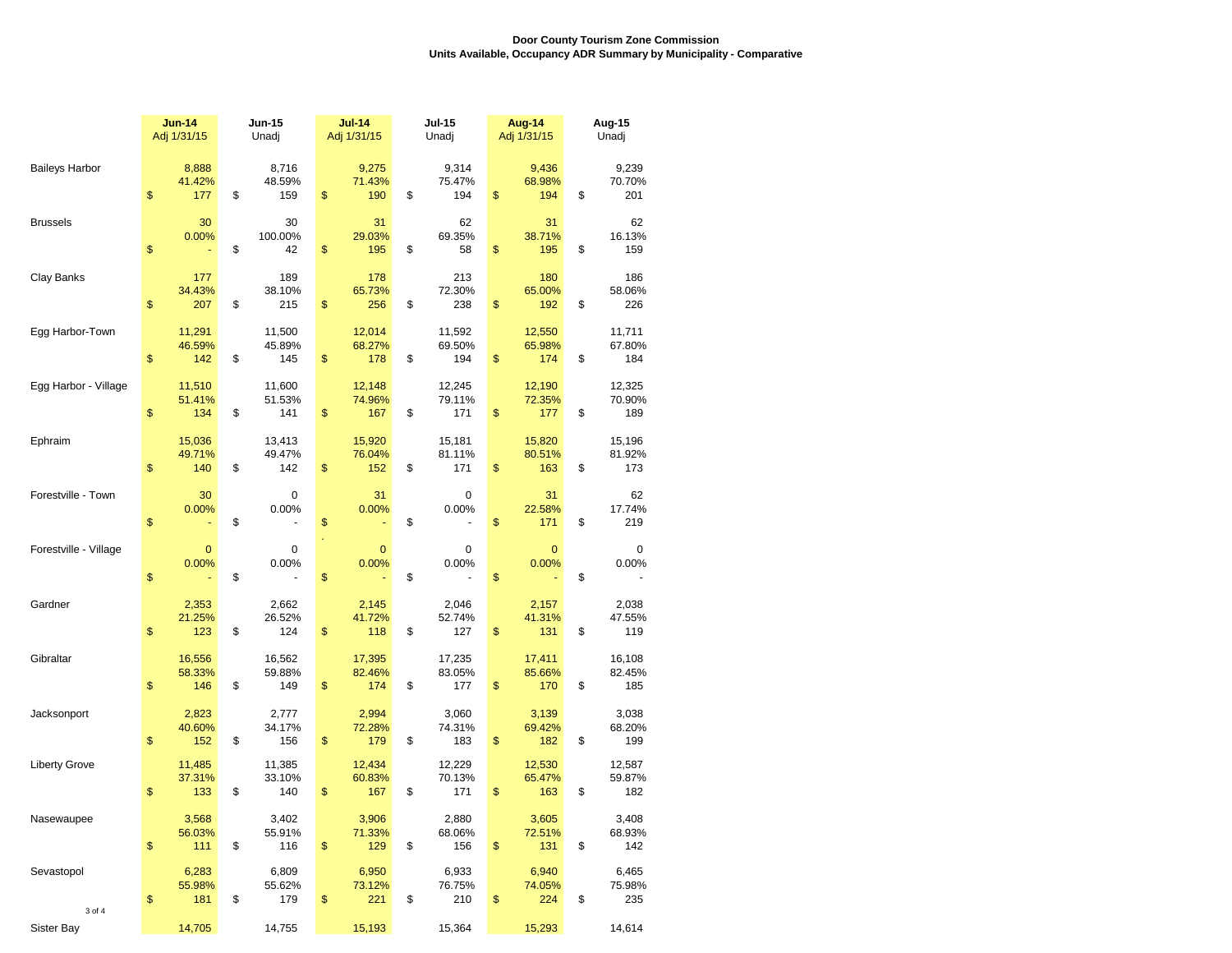**Door County Tourism Zone Commission**
**Units Available, Occupancy ADR Summary by Municipality - Comparative**

| | Jun-14 Adj 1/31/15 | Jun-15 Unadj | Jul-14 Adj 1/31/15 | Jul-15 Unadj | Aug-14 Adj 1/31/15 | Aug-15 Unadj |
|---|---|---|---|---|---|---|
| Baileys Harbor | 8,888 | 8,716 | 9,275 | 9,314 | 9,436 | 9,239 |
| | 41.42% | 48.59% | 71.43% | 75.47% | 68.98% | 70.70% |
| | $ 177 | $ 159 | $ 190 | $ 194 | $ 194 | $ 201 |
| Brussels | 30 | 30 | 31 | 62 | 31 | 62 |
| | 0.00% | 100.00% | 29.03% | 69.35% | 38.71% | 16.13% |
| | $ - | $ 42 | $ 195 | $ 58 | $ 195 | $ 159 |
| Clay Banks | 177 | 189 | 178 | 213 | 180 | 186 |
| | 34.43% | 38.10% | 65.73% | 72.30% | 65.00% | 58.06% |
| | $ 207 | $ 215 | $ 256 | $ 238 | $ 192 | $ 226 |
| Egg Harbor-Town | 11,291 | 11,500 | 12,014 | 11,592 | 12,550 | 11,711 |
| | 46.59% | 45.89% | 68.27% | 69.50% | 65.98% | 67.80% |
| | $ 142 | $ 145 | $ 178 | $ 194 | $ 174 | $ 184 |
| Egg Harbor - Village | 11,510 | 11,600 | 12,148 | 12,245 | 12,190 | 12,325 |
| | 51.41% | 51.53% | 74.96% | 79.11% | 72.35% | 70.90% |
| | $ 134 | $ 141 | $ 167 | $ 171 | $ 177 | $ 189 |
| Ephraim | 15,036 | 13,413 | 15,920 | 15,181 | 15,820 | 15,196 |
| | 49.71% | 49.47% | 76.04% | 81.11% | 80.51% | 81.92% |
| | $ 140 | $ 142 | $ 152 | $ 171 | $ 163 | $ 173 |
| Forestville - Town | 30 | 0 | 31 | 0 | 31 | 62 |
| | 0.00% | 0.00% | 0.00% | 0.00% | 22.58% | 17.74% |
| | $ - | $ - | $ - | $ - | $ 171 | $ 219 |
| Forestville - Village | 0 | 0 | 0 | 0 | 0 | 0 |
| | 0.00% | 0.00% | 0.00% | 0.00% | 0.00% | 0.00% |
| | $ - | $ - | $ - | $ - | $ - | $ - |
| Gardner | 2,353 | 2,662 | 2,145 | 2,046 | 2,157 | 2,038 |
| | 21.25% | 26.52% | 41.72% | 52.74% | 41.31% | 47.55% |
| | $ 123 | $ 124 | $ 118 | $ 127 | $ 131 | $ 119 |
| Gibraltar | 16,556 | 16,562 | 17,395 | 17,235 | 17,411 | 16,108 |
| | 58.33% | 59.88% | 82.46% | 83.05% | 85.66% | 82.45% |
| | $ 146 | $ 149 | $ 174 | $ 177 | $ 170 | $ 185 |
| Jacksonport | 2,823 | 2,777 | 2,994 | 3,060 | 3,139 | 3,038 |
| | 40.60% | 34.17% | 72.28% | 74.31% | 69.42% | 68.20% |
| | $ 152 | $ 156 | $ 179 | $ 183 | $ 182 | $ 199 |
| Liberty Grove | 11,485 | 11,385 | 12,434 | 12,229 | 12,530 | 12,587 |
| | 37.31% | 33.10% | 60.83% | 70.13% | 65.47% | 59.87% |
| | $ 133 | $ 140 | $ 167 | $ 171 | $ 163 | $ 182 |
| Nasewaupee | 3,568 | 3,402 | 3,906 | 2,880 | 3,605 | 3,408 |
| | 56.03% | 55.91% | 71.33% | 68.06% | 72.51% | 68.93% |
| | $ 111 | $ 116 | $ 129 | $ 156 | $ 131 | $ 142 |
| Sevastopol | 6,283 | 6,809 | 6,950 | 6,933 | 6,940 | 6,465 |
| | 55.98% | 55.62% | 73.12% | 76.75% | 74.05% | 75.98% |
| | $ 181 | $ 179 | $ 221 | $ 210 | $ 224 | $ 235 |
| Sister Bay | 14,705 | 14,755 | 15,193 | 15,364 | 15,293 | 14,614 |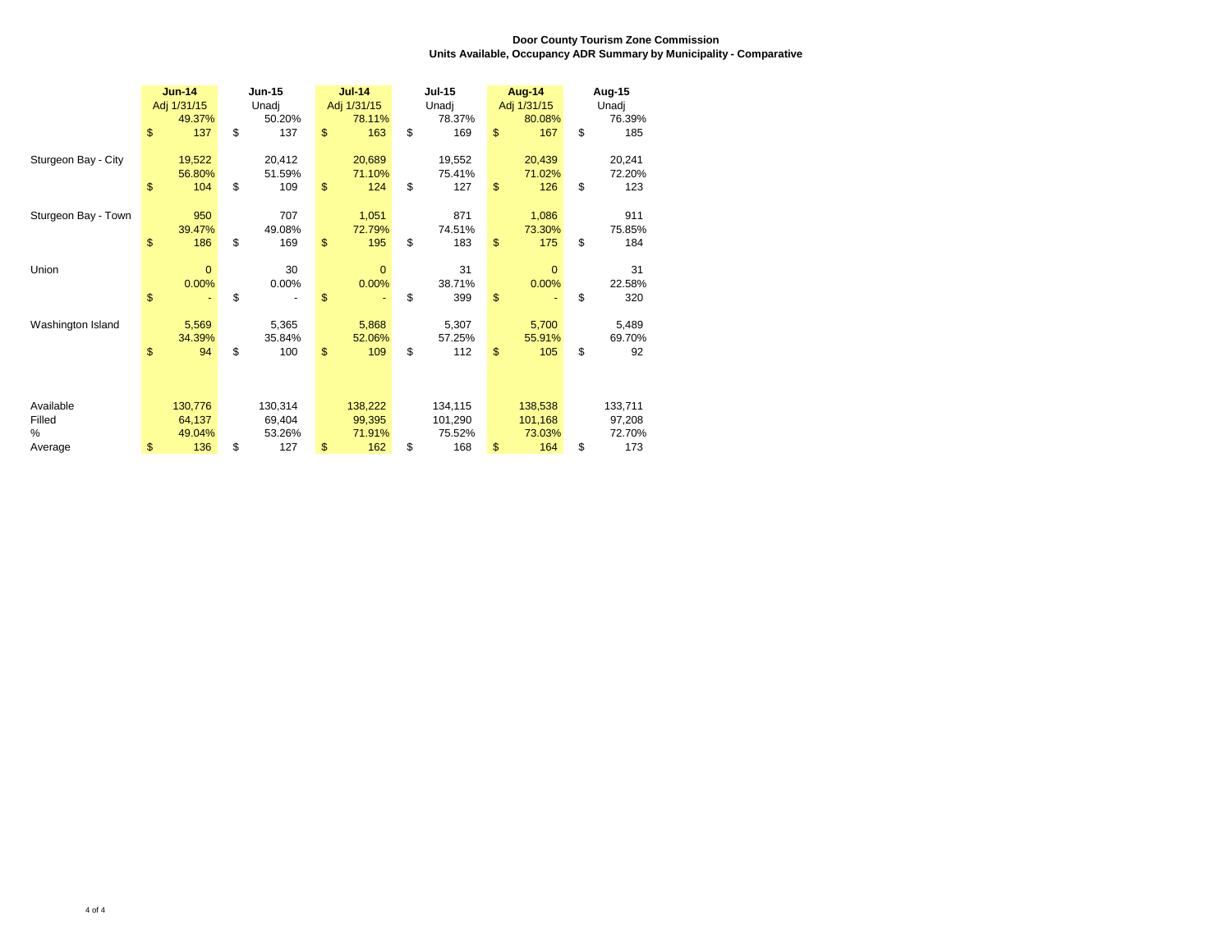**Door County Tourism Zone Commission**
**Units Available, Occupancy ADR Summary by Municipality - Comparative**

| | Jun-14 | Jun-15 | Jul-14 | Jul-15 | Aug-14 | Aug-15 |
|---|---|---|---|---|---|---|
| | Adj 1/31/15 | Unadj | Adj 1/31/15 | Unadj | Adj 1/31/15 | Unadj |
| | 49.37% | 50.20% | 78.11% | 78.37% | 80.08% | 76.39% |
| | $ 137 | $ 137 | $ 163 | $ 169 | $ 167 | $ 185 |
| Sturgeon Bay - City | 19,522 | 20,412 | 20,689 | 19,552 | 20,439 | 20,241 |
| | 56.80% | 51.59% | 71.10% | 75.41% | 71.02% | 72.20% |
| | $ 104 | $ 109 | $ 124 | $ 127 | $ 126 | $ 123 |
| Sturgeon Bay - Town | 950 | 707 | 1,051 | 871 | 1,086 | 911 |
| | 39.47% | 49.08% | 72.79% | 74.51% | 73.30% | 75.85% |
| | $ 186 | $ 169 | $ 195 | $ 183 | $ 175 | $ 184 |
| Union | 0 | 30 | 0 | 31 | 0 | 31 |
| | 0.00% | 0.00% | 0.00% | 38.71% | 0.00% | 22.58% |
| | $ - | $ - | $ - | $ 399 | $ - | $ 320 |
| Washington Island | 5,569 | 5,365 | 5,868 | 5,307 | 5,700 | 5,489 |
| | 34.39% | 35.84% | 52.06% | 57.25% | 55.91% | 69.70% |
| | $ 94 | $ 100 | $ 109 | $ 112 | $ 105 | $ 92 |
| Available | 130,776 | 130,314 | 138,222 | 134,115 | 138,538 | 133,711 |
| Filled | 64,137 | 69,404 | 99,395 | 101,290 | 101,168 | 97,208 |
| % | 49.04% | 53.26% | 71.91% | 75.52% | 73.03% | 72.70% |
| Average | $ 136 | $ 127 | $ 162 | $ 168 | $ 164 | $ 173 |